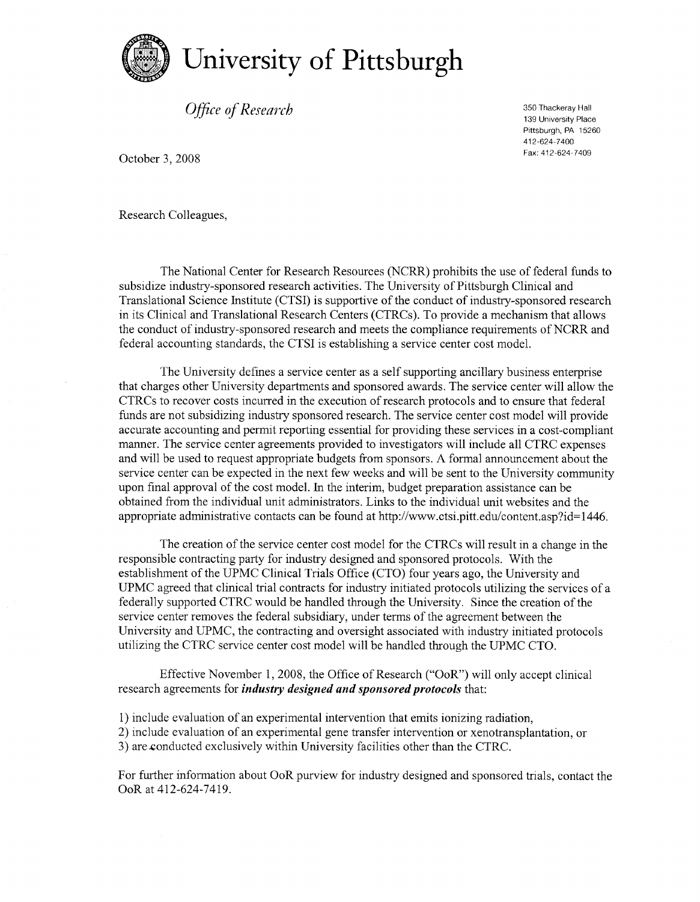# University of Pittsburgh

*Office of Research*

350 Thackeray Hall
139 University Place
Pittsburgh, PA 15260
412-624-7400
Fax: 412-624-7409

October 3, 2008

Research Colleagues,

The National Center for Research Resources (NCRR) prohibits the use of federal funds to subsidize industry-sponsored research activities. The University of Pittsburgh Clinical and Translational Science Institute (CTSI) is supportive of the conduct of industry-sponsored research in its Clinical and Translational Research Centers (CTRCs). To provide a mechanism that allows the conduct of industry-sponsored research and meets the compliance requirements of NCRR and federal accounting standards, the CTSI is establishing a service center cost model.

The University defines a service center as a self supporting ancillary business enterprise that charges other University departments and sponsored awards. The service center will allow the CTRCs to recover costs incurred in the execution of research protocols and to ensure that federal funds are not subsidizing industry sponsored research. The service center cost model will provide accurate accounting and permit reporting essential for providing these services in a cost-compliant manner. The service center agreements provided to investigators will include all CTRC expenses and will be used to request appropriate budgets from sponsors. A formal announcement about the service center can be expected in the next few weeks and will be sent to the University community upon final approval of the cost model. In the interim, budget preparation assistance can be obtained from the individual unit administrators. Links to the individual unit websites and the appropriate administrative contacts can be found at http://www.ctsi.pitt.edu/content.asp?id=1446.

The creation of the service center cost model for the CTRCs will result in a change in the responsible contracting party for industry designed and sponsored protocols. With the establishment of the UPMC Clinical Trials Office (CTO) four years ago, the University and UPMC agreed that clinical trial contracts for industry initiated protocols utilizing the services of a federally supported CTRC would be handled through the University. Since the creation of the service center removes the federal subsidiary, under terms of the agreement between the University and UPMC, the contracting and oversight associated with industry initiated protocols utilizing the CTRC service center cost model will be handled through the UPMC CTO.

Effective November 1, 2008, the Office of Research ("OoR") will only accept clinical research agreements for ***industry designed and sponsored protocols*** that:

1) include evaluation of an experimental intervention that emits ionizing radiation,
2) include evaluation of an experimental gene transfer intervention or xenotransplantation, or
3) are conducted exclusively within University facilities other than the CTRC.

For further information about OoR purview for industry designed and sponsored trials, contact the OoR at 412-624-7419.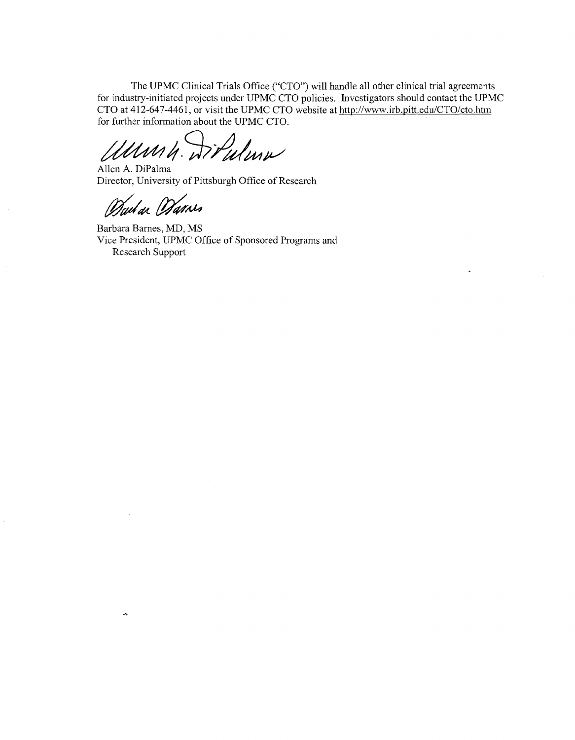The UPMC Clinical Trials Office ("CTO") will handle all other clinical trial agreements for industry-initiated projects under UPMC CTO policies. Investigators should contact the UPMC CTO at 412-647-4461, or visit the UPMC CTO website at http://www.irb.pitt.edu/CTO/cto.htm for further information about the UPMC CTO.

Allen A. DiPalma
Director, University of Pittsburgh Office of Research

Barbara Barnes, MD, MS
Vice President, UPMC Office of Sponsored Programs and Research Support